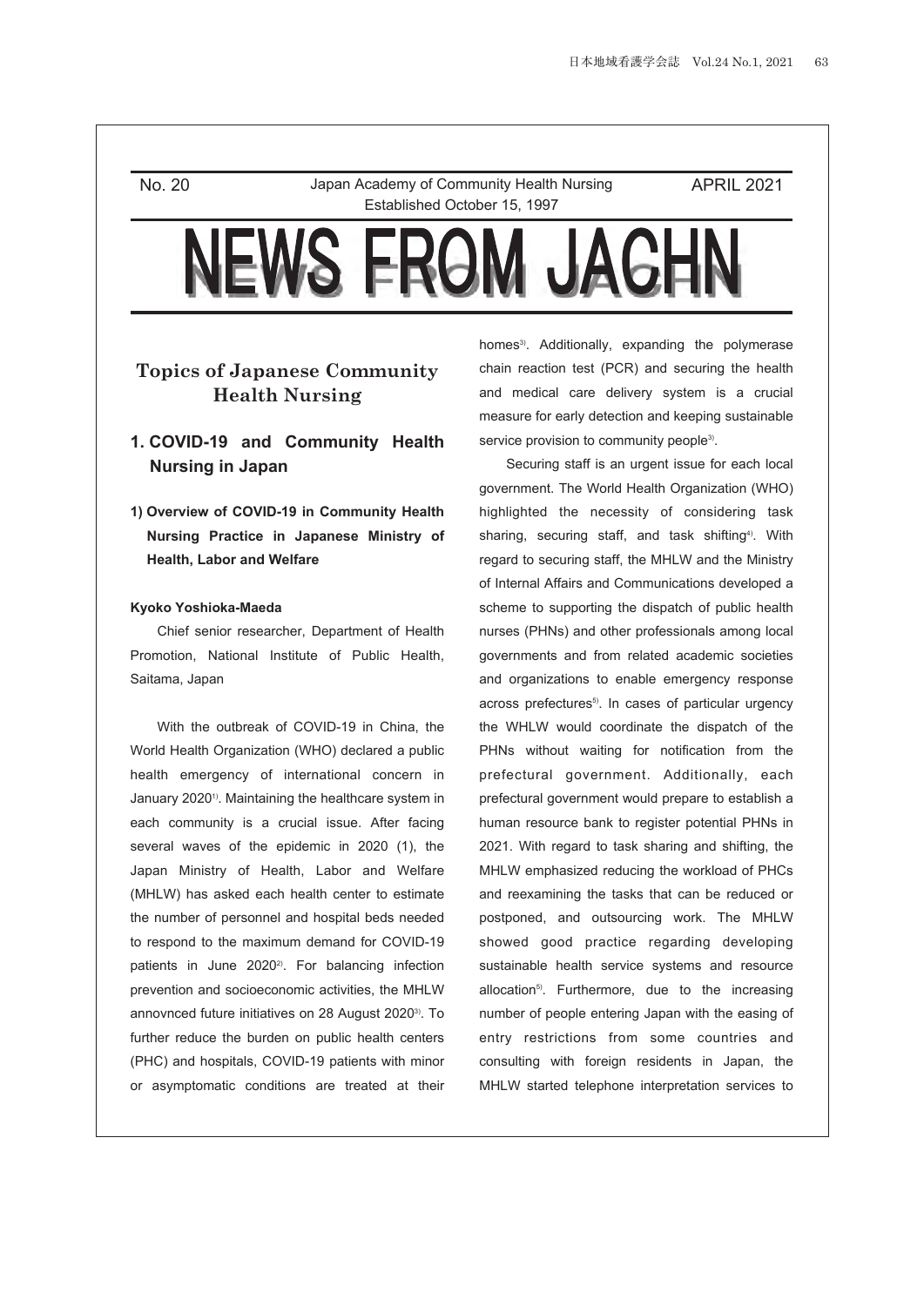No. 20 Japan Academy of Community Health Nursing APRIL 2021
Established October 15, 1997

# NEWS FROM JACHN

## Topics of Japanese Community Health Nursing

### 1. COVID-19 and Community Health Nursing in Japan

#### 1) Overview of COVID-19 in Community Health Nursing Practice in Japanese Ministry of Health, Labor and Welfare

**Kyoko Yoshioka-Maeda**

Chief senior researcher, Department of Health Promotion, National Institute of Public Health, Saitama, Japan

With the outbreak of COVID-19 in China, the World Health Organization (WHO) declared a public health emergency of international concern in January 2020[1]. Maintaining the healthcare system in each community is a crucial issue. After facing several waves of the epidemic in 2020 (1), the Japan Ministry of Health, Labor and Welfare (MHLW) has asked each health center to estimate the number of personnel and hospital beds needed to respond to the maximum demand for COVID-19 patients in June 2020[2]. For balancing infection prevention and socioeconomic activities, the MHLW annovnced future initiatives on 28 August 2020[3]. To further reduce the burden on public health centers (PHC) and hospitals, COVID-19 patients with minor or asymptomatic conditions are treated at their homes[3]. Additionally, expanding the polymerase chain reaction test (PCR) and securing the health and medical care delivery system is a crucial measure for early detection and keeping sustainable service provision to community people[3].

Securing staff is an urgent issue for each local government. The World Health Organization (WHO) highlighted the necessity of considering task sharing, securing staff, and task shifting[4]. With regard to securing staff, the MHLW and the Ministry of Internal Affairs and Communications developed a scheme to supporting the dispatch of public health nurses (PHNs) and other professionals among local governments and from related academic societies and organizations to enable emergency response across prefectures[5]. In cases of particular urgency the WHLW would coordinate the dispatch of the PHNs without waiting for notification from the prefectural government. Additionally, each prefectural government would prepare to establish a human resource bank to register potential PHNs in 2021. With regard to task sharing and shifting, the MHLW emphasized reducing the workload of PHCs and reexamining the tasks that can be reduced or postponed, and outsourcing work. The MHLW showed good practice regarding developing sustainable health service systems and resource allocation[5]. Furthermore, due to the increasing number of people entering Japan with the easing of entry restrictions from some countries and consulting with foreign residents in Japan, the MHLW started telephone interpretation services to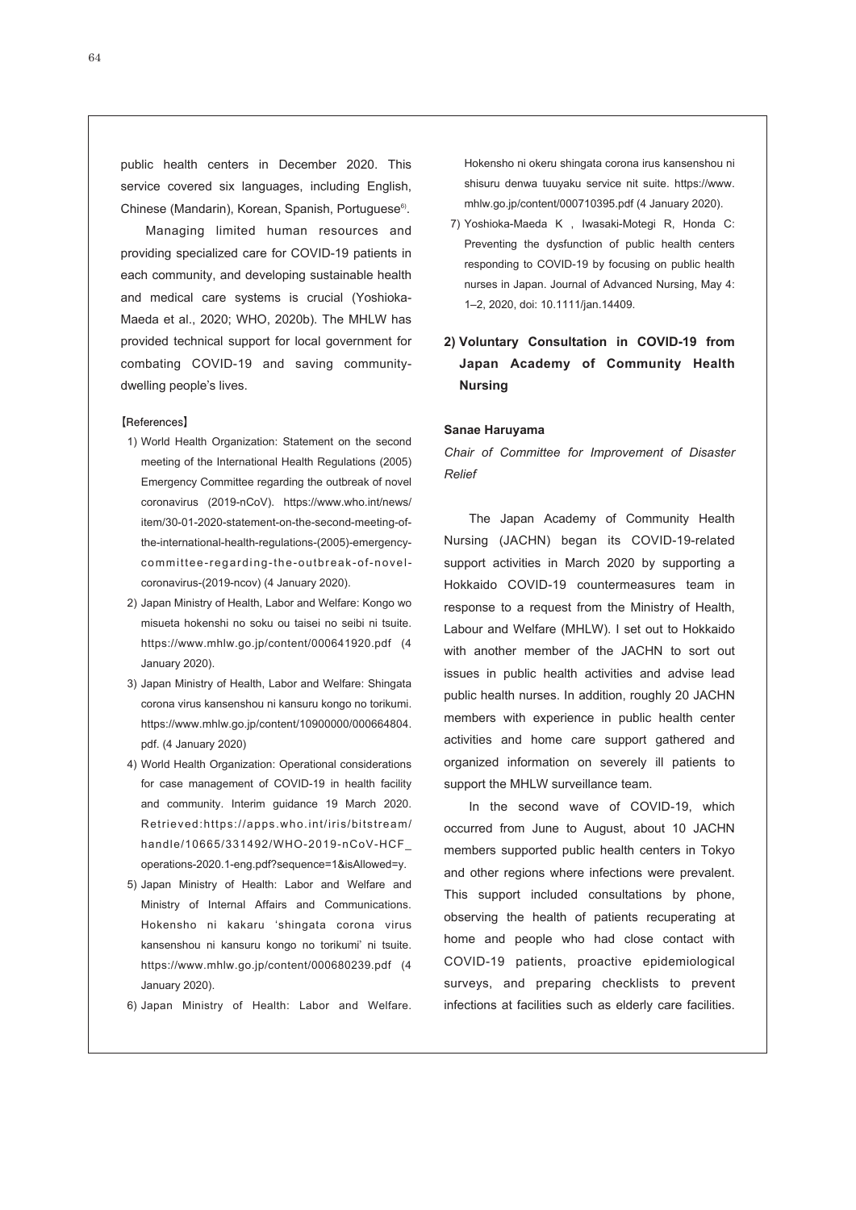public health centers in December 2020. This service covered six languages, including English, Chinese (Mandarin), Korean, Spanish, Portuguese[6].

Managing limited human resources and providing specialized care for COVID-19 patients in each community, and developing sustainable health and medical care systems is crucial (Yoshioka-Maeda et al., 2020; WHO, 2020b). The MHLW has provided technical support for local government for combating COVID-19 and saving community-dwelling people's lives.

【References】

1) World Health Organization: Statement on the second meeting of the International Health Regulations (2005) Emergency Committee regarding the outbreak of novel coronavirus (2019-nCoV). https://www.who.int/news/item/30-01-2020-statement-on-the-second-meeting-of-the-international-health-regulations-(2005)-emergency-committee-regarding-the-outbreak-of-novel-coronavirus-(2019-ncov) (4 January 2020).
2) Japan Ministry of Health, Labor and Welfare: Kongo wo misueta hokenshi no soku ou taisei no seibi ni tsuite. https://www.mhlw.go.jp/content/000641920.pdf (4 January 2020).
3) Japan Ministry of Health, Labor and Welfare: Shingata corona virus kansenshou ni kansuru kongo no torikumi. https://www.mhlw.go.jp/content/10900000/000664804.pdf. (4 January 2020)
4) World Health Organization: Operational considerations for case management of COVID-19 in health facility and community. Interim guidance 19 March 2020. Retrieved:https://apps.who.int/iris/bitstream/handle/10665/331492/WHO-2019-nCoV-HCF_operations-2020.1-eng.pdf?sequence=1&isAllowed=y.
5) Japan Ministry of Health: Labor and Welfare and Ministry of Internal Affairs and Communications. Hokensho ni kakaru 'shingata corona virus kansenshou ni kansuru kongo no torikumi' ni tsuite. https://www.mhlw.go.jp/content/000680239.pdf (4 January 2020).
6) Japan Ministry of Health: Labor and Welfare. Hokensho ni okeru shingata corona irus kansenshou ni shisuru denwa tuuyaku service nit suite. https://www.mhlw.go.jp/content/000710395.pdf (4 January 2020).
7) Yoshioka-Maeda K , Iwasaki-Motegi R, Honda C: Preventing the dysfunction of public health centers responding to COVID-19 by focusing on public health nurses in Japan. Journal of Advanced Nursing, May 4: 1–2, 2020, doi: 10.1111/jan.14409.

## 2) Voluntary Consultation in COVID-19 from Japan Academy of Community Health Nursing

**Sanae Haruyama**

*Chair of Committee for Improvement of Disaster Relief*

The Japan Academy of Community Health Nursing (JACHN) began its COVID-19-related support activities in March 2020 by supporting a Hokkaido COVID-19 countermeasures team in response to a request from the Ministry of Health, Labour and Welfare (MHLW). I set out to Hokkaido with another member of the JACHN to sort out issues in public health activities and advise lead public health nurses. In addition, roughly 20 JACHN members with experience in public health center activities and home care support gathered and organized information on severely ill patients to support the MHLW surveillance team.

In the second wave of COVID-19, which occurred from June to August, about 10 JACHN members supported public health centers in Tokyo and other regions where infections were prevalent. This support included consultations by phone, observing the health of patients recuperating at home and people who had close contact with COVID-19 patients, proactive epidemiological surveys, and preparing checklists to prevent infections at facilities such as elderly care facilities.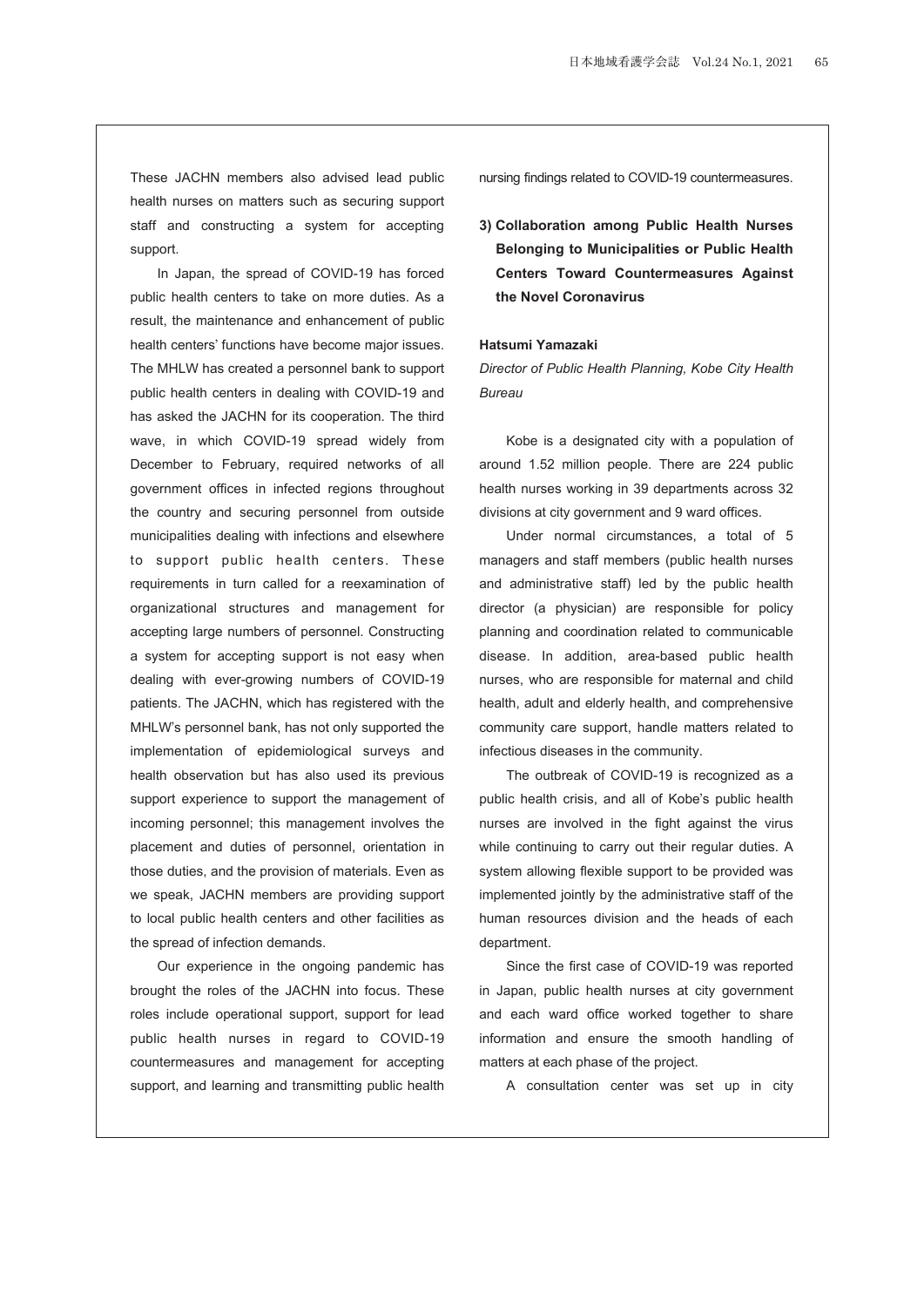These JACHN members also advised lead public health nurses on matters such as securing support staff and constructing a system for accepting support.

In Japan, the spread of COVID-19 has forced public health centers to take on more duties. As a result, the maintenance and enhancement of public health centers' functions have become major issues. The MHLW has created a personnel bank to support public health centers in dealing with COVID-19 and has asked the JACHN for its cooperation. The third wave, in which COVID-19 spread widely from December to February, required networks of all government offices in infected regions throughout the country and securing personnel from outside municipalities dealing with infections and elsewhere to support public health centers. These requirements in turn called for a reexamination of organizational structures and management for accepting large numbers of personnel. Constructing a system for accepting support is not easy when dealing with ever-growing numbers of COVID-19 patients. The JACHN, which has registered with the MHLW's personnel bank, has not only supported the implementation of epidemiological surveys and health observation but has also used its previous support experience to support the management of incoming personnel; this management involves the placement and duties of personnel, orientation in those duties, and the provision of materials. Even as we speak, JACHN members are providing support to local public health centers and other facilities as the spread of infection demands.

Our experience in the ongoing pandemic has brought the roles of the JACHN into focus. These roles include operational support, support for lead public health nurses in regard to COVID-19 countermeasures and management for accepting support, and learning and transmitting public health nursing findings related to COVID-19 countermeasures.

### 3) Collaboration among Public Health Nurses Belonging to Municipalities or Public Health Centers Toward Countermeasures Against the Novel Coronavirus

**Hatsumi Yamazaki**

*Director of Public Health Planning, Kobe City Health Bureau*

Kobe is a designated city with a population of around 1.52 million people. There are 224 public health nurses working in 39 departments across 32 divisions at city government and 9 ward offices.

Under normal circumstances, a total of 5 managers and staff members (public health nurses and administrative staff) led by the public health director (a physician) are responsible for policy planning and coordination related to communicable disease. In addition, area-based public health nurses, who are responsible for maternal and child health, adult and elderly health, and comprehensive community care support, handle matters related to infectious diseases in the community.

The outbreak of COVID-19 is recognized as a public health crisis, and all of Kobe's public health nurses are involved in the fight against the virus while continuing to carry out their regular duties. A system allowing flexible support to be provided was implemented jointly by the administrative staff of the human resources division and the heads of each department.

Since the first case of COVID-19 was reported in Japan, public health nurses at city government and each ward office worked together to share information and ensure the smooth handling of matters at each phase of the project.

A consultation center was set up in city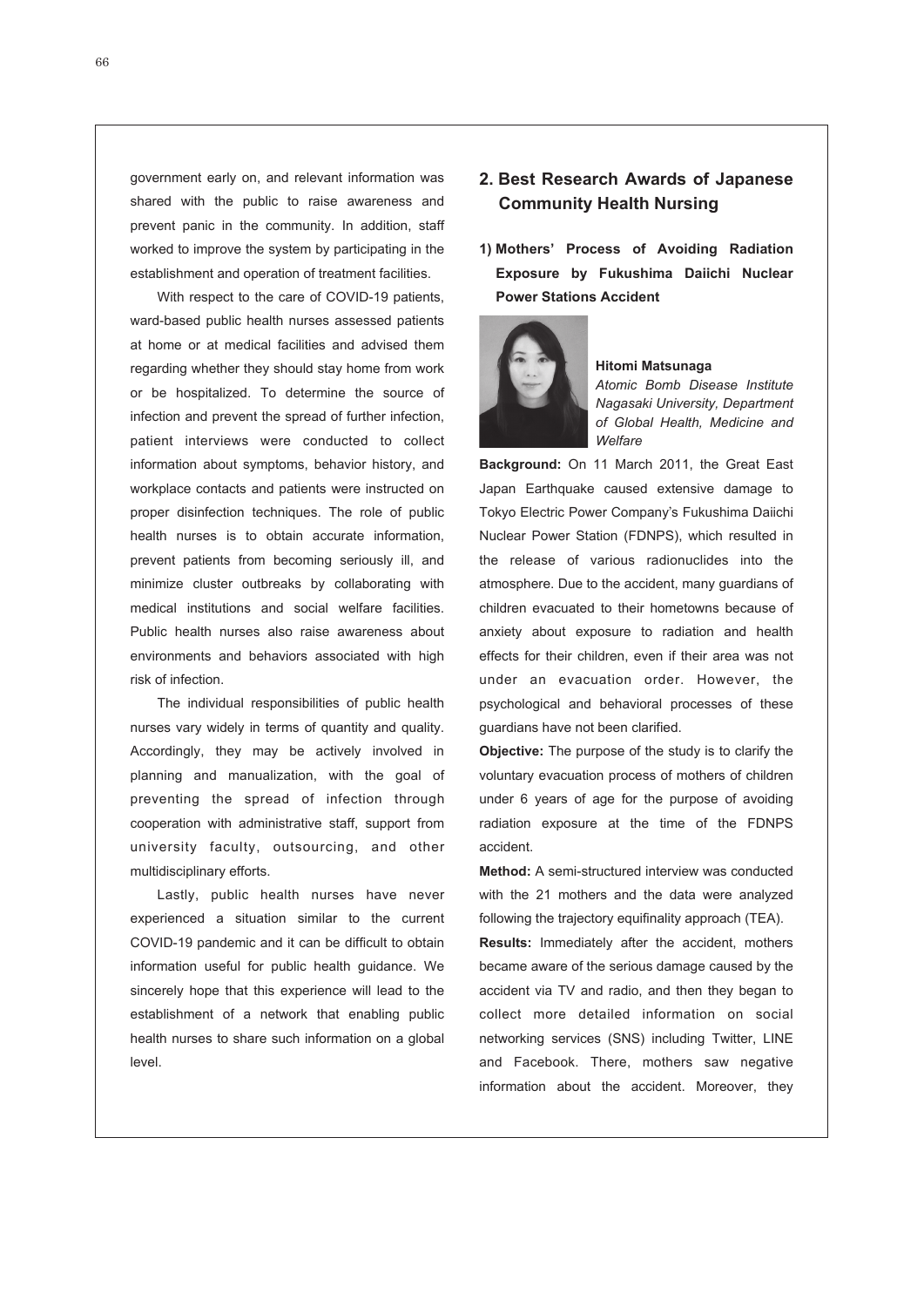government early on, and relevant information was shared with the public to raise awareness and prevent panic in the community. In addition, staff worked to improve the system by participating in the establishment and operation of treatment facilities.

With respect to the care of COVID-19 patients, ward-based public health nurses assessed patients at home or at medical facilities and advised them regarding whether they should stay home from work or be hospitalized. To determine the source of infection and prevent the spread of further infection, patient interviews were conducted to collect information about symptoms, behavior history, and workplace contacts and patients were instructed on proper disinfection techniques. The role of public health nurses is to obtain accurate information, prevent patients from becoming seriously ill, and minimize cluster outbreaks by collaborating with medical institutions and social welfare facilities. Public health nurses also raise awareness about environments and behaviors associated with high risk of infection.

The individual responsibilities of public health nurses vary widely in terms of quantity and quality. Accordingly, they may be actively involved in planning and manualization, with the goal of preventing the spread of infection through cooperation with administrative staff, support from university faculty, outsourcing, and other multidisciplinary efforts.

Lastly, public health nurses have never experienced a situation similar to the current COVID-19 pandemic and it can be difficult to obtain information useful for public health guidance. We sincerely hope that this experience will lead to the establishment of a network that enabling public health nurses to share such information on a global level.

## 2. Best Research Awards of Japanese Community Health Nursing

### 1) Mothers' Process of Avoiding Radiation Exposure by Fukushima Daiichi Nuclear Power Stations Accident

**Hitomi Matsunaga**
*Atomic Bomb Disease Institute Nagasaki University, Department of Global Health, Medicine and Welfare*

**Background:** On 11 March 2011, the Great East Japan Earthquake caused extensive damage to Tokyo Electric Power Company's Fukushima Daiichi Nuclear Power Station (FDNPS), which resulted in the release of various radionuclides into the atmosphere. Due to the accident, many guardians of children evacuated to their hometowns because of anxiety about exposure to radiation and health effects for their children, even if their area was not under an evacuation order. However, the psychological and behavioral processes of these guardians have not been clarified.

**Objective:** The purpose of the study is to clarify the voluntary evacuation process of mothers of children under 6 years of age for the purpose of avoiding radiation exposure at the time of the FDNPS accident.

**Method:** A semi-structured interview was conducted with the 21 mothers and the data were analyzed following the trajectory equifinality approach (TEA).

**Results:** Immediately after the accident, mothers became aware of the serious damage caused by the accident via TV and radio, and then they began to collect more detailed information on social networking services (SNS) including Twitter, LINE and Facebook. There, mothers saw negative information about the accident. Moreover, they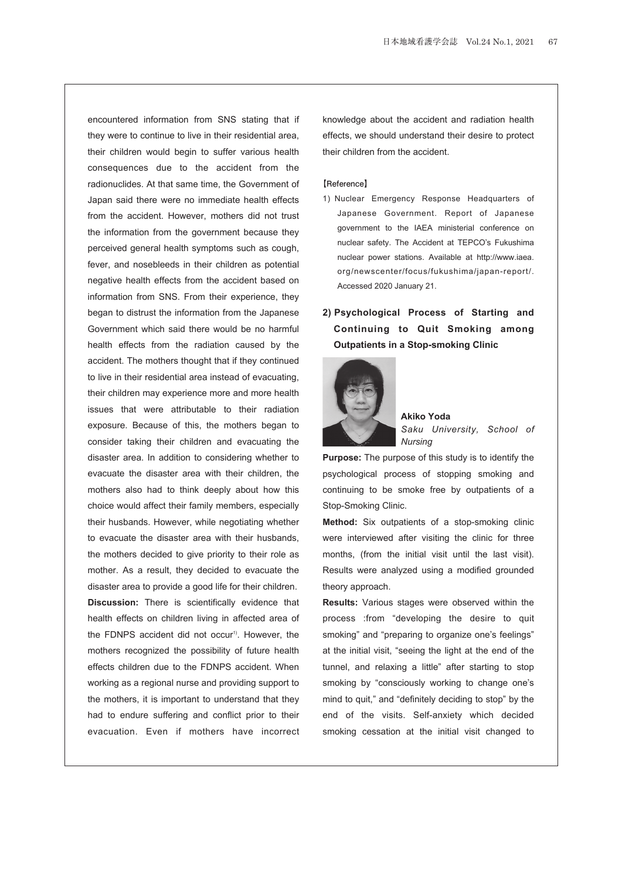encountered information from SNS stating that if they were to continue to live in their residential area, their children would begin to suffer various health consequences due to the accident from the radionuclides. At that same time, the Government of Japan said there were no immediate health effects from the accident. However, mothers did not trust the information from the government because they perceived general health symptoms such as cough, fever, and nosebleeds in their children as potential negative health effects from the accident based on information from SNS. From their experience, they began to distrust the information from the Japanese Government which said there would be no harmful health effects from the radiation caused by the accident. The mothers thought that if they continued to live in their residential area instead of evacuating, their children may experience more and more health issues that were attributable to their radiation exposure. Because of this, the mothers began to consider taking their children and evacuating the disaster area. In addition to considering whether to evacuate the disaster area with their children, the mothers also had to think deeply about how this choice would affect their family members, especially their husbands. However, while negotiating whether to evacuate the disaster area with their husbands, the mothers decided to give priority to their role as mother. As a result, they decided to evacuate the disaster area to provide a good life for their children.

**Discussion:** There is scientifically evidence that health effects on children living in affected area of the FDNPS accident did not occur[1]. However, the mothers recognized the possibility of future health effects children due to the FDNPS accident. When working as a regional nurse and providing support to the mothers, it is important to understand that they had to endure suffering and conflict prior to their evacuation. Even if mothers have incorrect knowledge about the accident and radiation health effects, we should understand their desire to protect their children from the accident.

【Reference】

1) Nuclear Emergency Response Headquarters of Japanese Government. Report of Japanese government to the IAEA ministerial conference on nuclear safety. The Accident at TEPCO's Fukushima nuclear power stations. Available at http://www.iaea.org/newscenter/focus/fukushima/japan-report/. Accessed 2020 January 21.

## 2) Psychological Process of Starting and Continuing to Quit Smoking among Outpatients in a Stop-smoking Clinic

**Akiko Yoda**
*Saku University, School of Nursing*

**Purpose:** The purpose of this study is to identify the psychological process of stopping smoking and continuing to be smoke free by outpatients of a Stop-Smoking Clinic.

**Method:** Six outpatients of a stop-smoking clinic were interviewed after visiting the clinic for three months, (from the initial visit until the last visit). Results were analyzed using a modified grounded theory approach.

**Results:** Various stages were observed within the process :from "developing the desire to quit smoking" and "preparing to organize one's feelings" at the initial visit, "seeing the light at the end of the tunnel, and relaxing a little" after starting to stop smoking by "consciously working to change one's mind to quit," and "definitely deciding to stop" by the end of the visits. Self-anxiety which decided smoking cessation at the initial visit changed to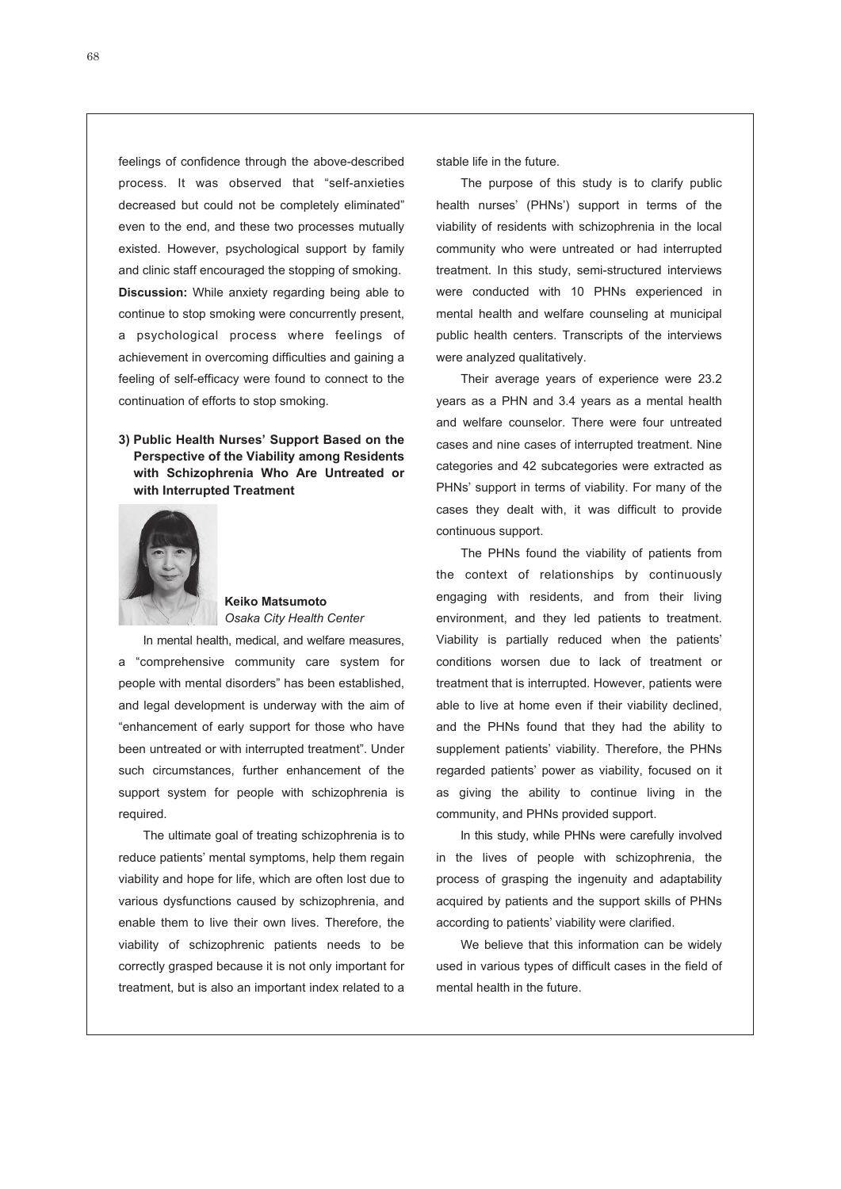feelings of confidence through the above-described process. It was observed that "self-anxieties decreased but could not be completely eliminated" even to the end, and these two processes mutually existed. However, psychological support by family and clinic staff encouraged the stopping of smoking.

**Discussion:** While anxiety regarding being able to continue to stop smoking were concurrently present, a psychological process where feelings of achievement in overcoming difficulties and gaining a feeling of self-efficacy were found to connect to the continuation of efforts to stop smoking.

### 3) Public Health Nurses' Support Based on the Perspective of the Viability among Residents with Schizophrenia Who Are Untreated or with Interrupted Treatment

**Keiko Matsumoto**
*Osaka City Health Center*

In mental health, medical, and welfare measures, a "comprehensive community care system for people with mental disorders" has been established, and legal development is underway with the aim of "enhancement of early support for those who have been untreated or with interrupted treatment". Under such circumstances, further enhancement of the support system for people with schizophrenia is required.

The ultimate goal of treating schizophrenia is to reduce patients' mental symptoms, help them regain viability and hope for life, which are often lost due to various dysfunctions caused by schizophrenia, and enable them to live their own lives. Therefore, the viability of schizophrenic patients needs to be correctly grasped because it is not only important for treatment, but is also an important index related to a stable life in the future.

The purpose of this study is to clarify public health nurses' (PHNs') support in terms of the viability of residents with schizophrenia in the local community who were untreated or had interrupted treatment. In this study, semi-structured interviews were conducted with 10 PHNs experienced in mental health and welfare counseling at municipal public health centers. Transcripts of the interviews were analyzed qualitatively.

Their average years of experience were 23.2 years as a PHN and 3.4 years as a mental health and welfare counselor. There were four untreated cases and nine cases of interrupted treatment. Nine categories and 42 subcategories were extracted as PHNs' support in terms of viability. For many of the cases they dealt with, it was difficult to provide continuous support.

The PHNs found the viability of patients from the context of relationships by continuously engaging with residents, and from their living environment, and they led patients to treatment. Viability is partially reduced when the patients' conditions worsen due to lack of treatment or treatment that is interrupted. However, patients were able to live at home even if their viability declined, and the PHNs found that they had the ability to supplement patients' viability. Therefore, the PHNs regarded patients' power as viability, focused on it as giving the ability to continue living in the community, and PHNs provided support.

In this study, while PHNs were carefully involved in the lives of people with schizophrenia, the process of grasping the ingenuity and adaptability acquired by patients and the support skills of PHNs according to patients' viability were clarified.

We believe that this information can be widely used in various types of difficult cases in the field of mental health in the future.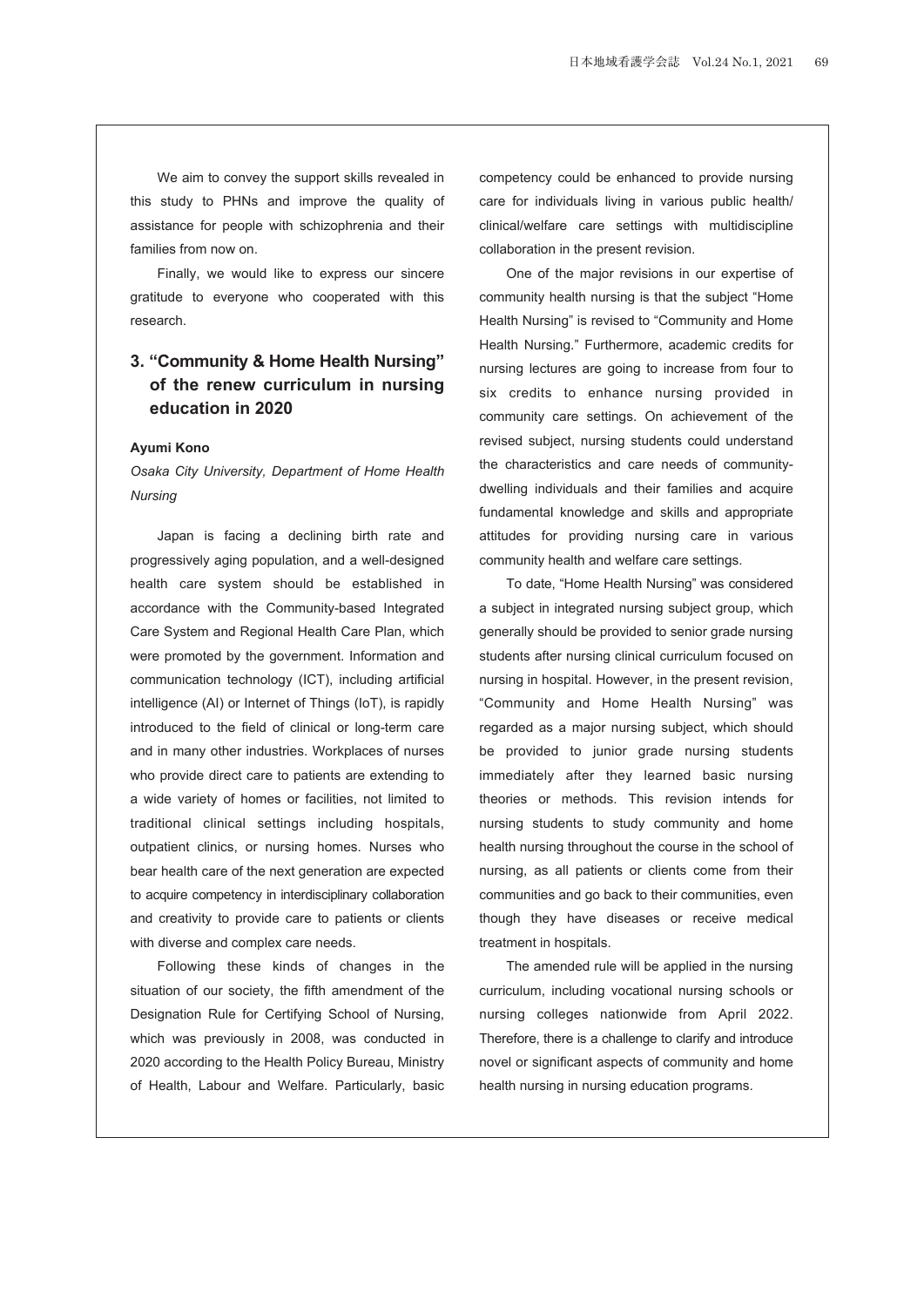We aim to convey the support skills revealed in this study to PHNs and improve the quality of assistance for people with schizophrenia and their families from now on.

Finally, we would like to express our sincere gratitude to everyone who cooperated with this research.

## 3. "Community & Home Health Nursing" of the renew curriculum in nursing education in 2020

**Ayumi Kono**

*Osaka City University, Department of Home Health Nursing*

Japan is facing a declining birth rate and progressively aging population, and a well-designed health care system should be established in accordance with the Community-based Integrated Care System and Regional Health Care Plan, which were promoted by the government. Information and communication technology (ICT), including artificial intelligence (AI) or Internet of Things (IoT), is rapidly introduced to the field of clinical or long-term care and in many other industries. Workplaces of nurses who provide direct care to patients are extending to a wide variety of homes or facilities, not limited to traditional clinical settings including hospitals, outpatient clinics, or nursing homes. Nurses who bear health care of the next generation are expected to acquire competency in interdisciplinary collaboration and creativity to provide care to patients or clients with diverse and complex care needs.

Following these kinds of changes in the situation of our society, the fifth amendment of the Designation Rule for Certifying School of Nursing, which was previously in 2008, was conducted in 2020 according to the Health Policy Bureau, Ministry of Health, Labour and Welfare. Particularly, basic competency could be enhanced to provide nursing care for individuals living in various public health/clinical/welfare care settings with multidiscipline collaboration in the present revision.

One of the major revisions in our expertise of community health nursing is that the subject "Home Health Nursing" is revised to "Community and Home Health Nursing." Furthermore, academic credits for nursing lectures are going to increase from four to six credits to enhance nursing provided in community care settings. On achievement of the revised subject, nursing students could understand the characteristics and care needs of community-dwelling individuals and their families and acquire fundamental knowledge and skills and appropriate attitudes for providing nursing care in various community health and welfare care settings.

To date, "Home Health Nursing" was considered a subject in integrated nursing subject group, which generally should be provided to senior grade nursing students after nursing clinical curriculum focused on nursing in hospital. However, in the present revision, "Community and Home Health Nursing" was regarded as a major nursing subject, which should be provided to junior grade nursing students immediately after they learned basic nursing theories or methods. This revision intends for nursing students to study community and home health nursing throughout the course in the school of nursing, as all patients or clients come from their communities and go back to their communities, even though they have diseases or receive medical treatment in hospitals.

The amended rule will be applied in the nursing curriculum, including vocational nursing schools or nursing colleges nationwide from April 2022. Therefore, there is a challenge to clarify and introduce novel or significant aspects of community and home health nursing in nursing education programs.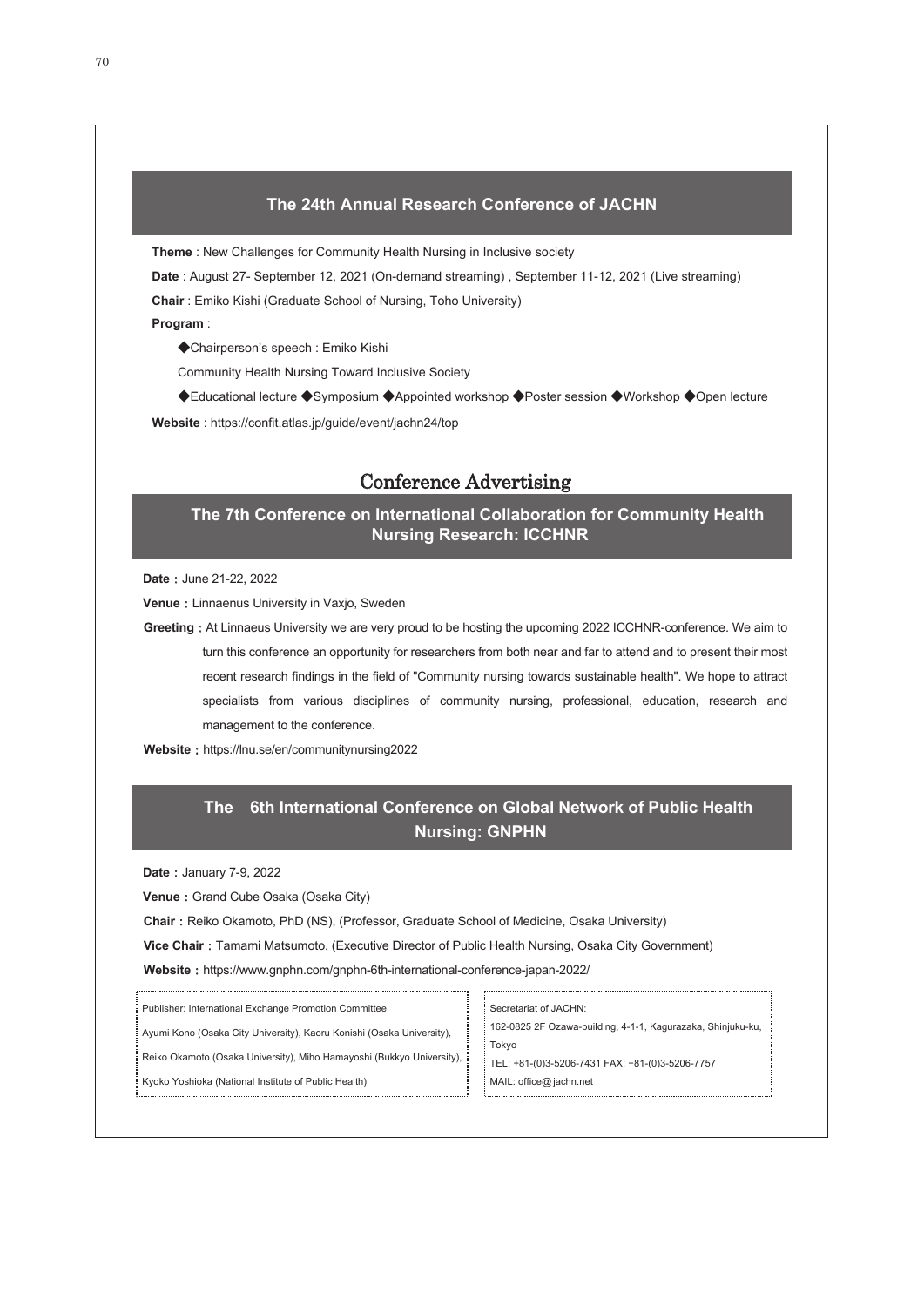## The 24th Annual Research Conference of JACHN

**Theme** : New Challenges for Community Health Nursing in Inclusive society

**Date** : August 27- September 12, 2021 (On-demand streaming) , September 11-12, 2021 (Live streaming)

**Chair** : Emiko Kishi (Graduate School of Nursing, Toho University)

**Program** :

◆Chairperson's speech : Emiko Kishi

Community Health Nursing Toward Inclusive Society

◆Educational lecture ◆Symposium ◆Appointed workshop ◆Poster session ◆Workshop ◆Open lecture

**Website** : https://confit.atlas.jp/guide/event/jachn24/top

# Conference Advertising

## The 7th Conference on International Collaboration for Community Health Nursing Research: ICCHNR

**Date：**June 21-22, 2022

**Venue：**Linnaenus University in Vaxjo, Sweden

**Greeting：**At Linnaeus University we are very proud to be hosting the upcoming 2022 ICCHNR-conference. We aim to turn this conference an opportunity for researchers from both near and far to attend and to present their most recent research findings in the field of "Community nursing towards sustainable health". We hope to attract specialists from various disciplines of community nursing, professional, education, research and management to the conference.

**Website：**https://lnu.se/en/communitynursing2022

## The 6th International Conference on Global Network of Public Health Nursing: GNPHN

**Date：**January 7-9, 2022

**Venue：**Grand Cube Osaka (Osaka City)

**Chair：**Reiko Okamoto, PhD (NS), (Professor, Graduate School of Medicine, Osaka University)

**Vice Chair：**Tamami Matsumoto, (Executive Director of Public Health Nursing, Osaka City Government)

**Website：**https://www.gnphn.com/gnphn-6th-international-conference-japan-2022/

Publisher: International Exchange Promotion Committee
Ayumi Kono (Osaka City University), Kaoru Konishi (Osaka University),
Reiko Okamoto (Osaka University), Miho Hamayoshi (Bukkyo University),
Kyoko Yoshioka (National Institute of Public Health)

Secretariat of JACHN:
162-0825 2F Ozawa-building, 4-1-1, Kagurazaka, Shinjuku-ku, Tokyo
TEL: +81-(0)3-5206-7431 FAX: +81-(0)3-5206-7757
MAIL: office@jachn.net